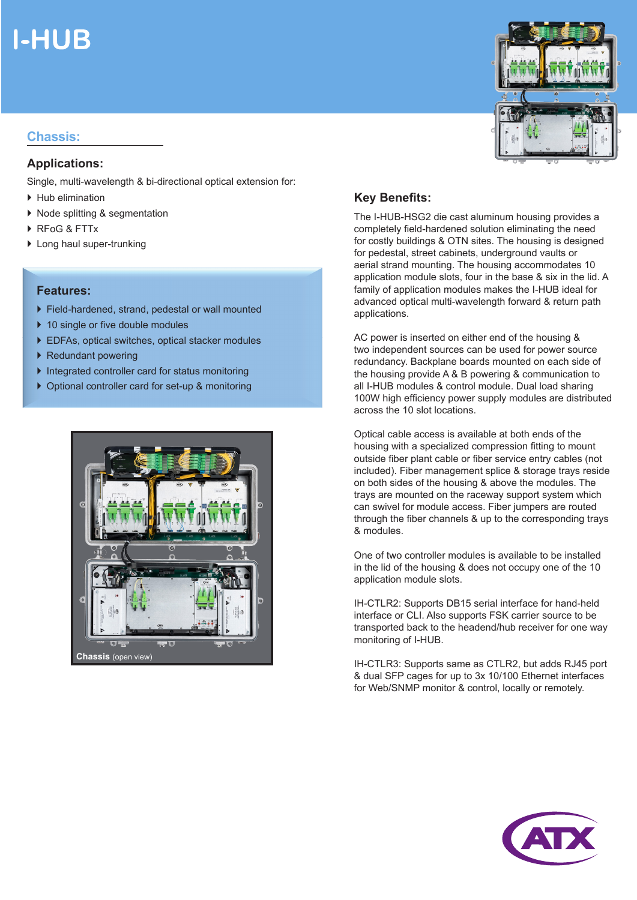# I-HUB

## Chassis:

### Applications:

Single, multi-wavelength & bi-directional optical extension for:

- Hub elimination
- Node splitting & segmentation
- RFoG & FTTx
- Long haul super-trunking

### Features:

- Field-hardened, strand, pedestal or wall mounted
- 10 single or five double modules
- EDFAs, optical switches, optical stacker modules
- Redundant powering
- Integrated controller card for status monitoring
- Optional controller card for set-up & monitoring

**Chassis** (open view)

### Key Benefits:

The I-HUB-HSG2 die cast aluminum housing provides a completely field-hardened solution eliminating the need for costly buildings & OTN sites. The housing is designed for pedestal, street cabinets, underground vaults or aerial strand mounting. The housing accommodates 10 application module slots, four in the base & six in the lid. A family of application modules makes the I-HUB ideal for advanced optical multi-wavelength forward & return path applications.

AC power is inserted on either end of the housing & two independent sources can be used for power source redundancy. Backplane boards mounted on each side of the housing provide A & B powering & communication to all I-HUB modules & control module. Dual load sharing 100W high efficiency power supply modules are distributed across the 10 slot locations.

Optical cable access is available at both ends of the housing with a specialized compression fitting to mount outside fiber plant cable or fiber service entry cables (not included). Fiber management splice & storage trays reside on both sides of the housing & above the modules. The trays are mounted on the raceway support system which can swivel for module access. Fiber jumpers are routed through the fiber channels & up to the corresponding trays & modules.

One of two controller modules is available to be installed in the lid of the housing & does not occupy one of the 10 application module slots.

IH-CTLR2: Supports DB15 serial interface for hand-held interface or CLI. Also supports FSK carrier source to be transported back to the headend/hub receiver for one way monitoring of I-HUB.

IH-CTLR3: Supports same as CTLR2, but adds RJ45 port & dual SFP cages for up to 3x 10/100 Ethernet interfaces for Web/SNMP monitor & control, locally or remotely.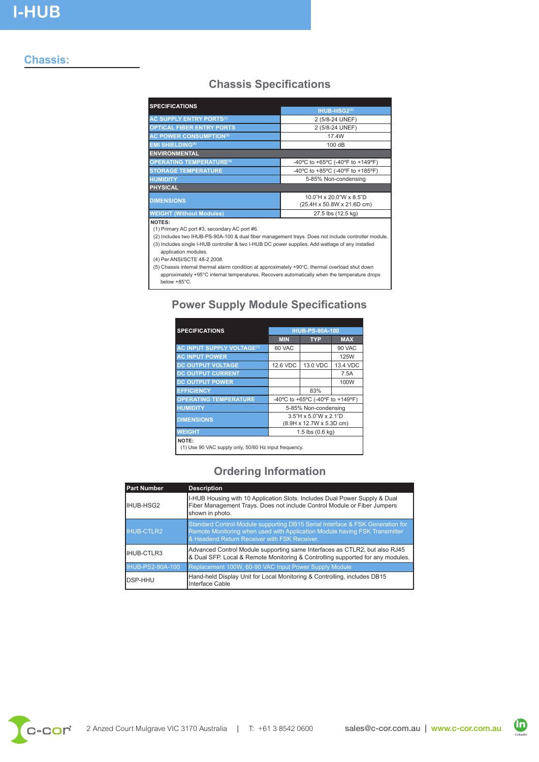# I-HUB

## Chassis:

### Chassis Specifications

| SPECIFICATIONS | IHUB-HSG2[2] |
|---|---|
| AC SUPPLY ENTRY PORTS[1] | 2 (5/8-24 UNEF) |
| OPTICAL FIBER ENTRY PORTS | 2 (5/8-24 UNEF) |
| AC POWER CONSUMPTION[3] | 17.4W |
| EMI SHIELDING[4] | 100 dB |
| **ENVIRONMENTAL** | |
| OPERATING TEMPERATURE[5] | -40ºC to +65ºC (-40ºF to +149ºF) |
| STORAGE TEMPERATURE | -40ºC to +85ºC (-40ºF to +185ºF) |
| HUMIDITY | 5-85% Non-condensing |
| **PHYSICAL** | |
| DIMENSIONS | 10.0"H x 20.0"W x 8.5"D (25.4H x 50.8W x 21.6D cm) |
| WEIGHT (Without Modules) | 27.5 lbs (12.5 kg) |

**NOTES:**
(1) Primary AC port #3, secondary AC port #6.
(2) Includes two IHUB-PS-90A-100 & dual fiber management trays. Does not include controller module.
(3) Includes single I-HUB controller & two I-HUB DC power supplies. Add wattage of any installed application modules.
(4) Per ANSI/SCTE 48-2 2008.
(5) Chassis internal thermal alarm condition at approximately +90°C, thermal overload shut down approximately +95°C internal temperatures. Recovers automatically when the temperature drops below +85°C.

### Power Supply Module Specifications

| SPECIFICATIONS | IHUB-PS-90A-100 | | |
|---|---|---|---|
| | MIN | TYP | MAX |
| AC INPUT SUPPLY VOLTAGE[1] | 60 VAC | | 90 VAC |
| AC INPUT POWER | | | 125W |
| DC OUTPUT VOLTAGE | 12.6 VDC | 13.0 VDC | 13.4 VDC |
| DC OUTPUT CURRENT | | | 7.5A |
| DC OUTPUT POWER | | | 100W |
| EFFICIENCY | | 83% | |
| OPERATING TEMPERATURE | -40ºC to +65ºC (-40ºF to +149ºF) | | |
| HUMIDITY | 5-85% Non-condensing | | |
| DIMENSIONS | 3.5"H x 5.0"W x 2.1"D (8.9H x 12.7W x 5.3D cm) | | |
| WEIGHT | 1.5 lbs (0.6 kg) | | |

**NOTE:**
(1) Use 90 VAC supply only, 50/60 Hz input frequency.

### Ordering Information

| Part Number | Description |
|---|---|
| IHUB-HSG2 | I-HUB Housing with 10 Application Slots. Includes Dual Power Supply & Dual Fiber Management Trays. Does not include Control Module or Fiber Jumpers shown in photo. |
| IHUB-CTLR2 | Standard Control Module supporting DB15 Serial Interface & FSK Generation for Remote Monitoring when used with Application Module having FSK Transmitter & Headend Return Receiver with FSK Receiver. |
| IHUB-CTLR3 | Advanced Control Module supporting same Interfaces as CTLR2, but also RJ45 & Dual SFP. Local & Remote Monitoring & Controlling supported for any modules. |
| IHUB-PS2-90A-100 | Replacement 100W, 60-90 VAC Input Power Supply Module |
| DSP-HHU | Hand-held Display Unit for Local Monitoring & Controlling, includes DB15 Interface Cable |

c-cor 2 Anzed Court Mulgrave VIC 3170 Australia | T: +61 3 8542 0600 sales@c-cor.com.au | www.c-cor.com.au